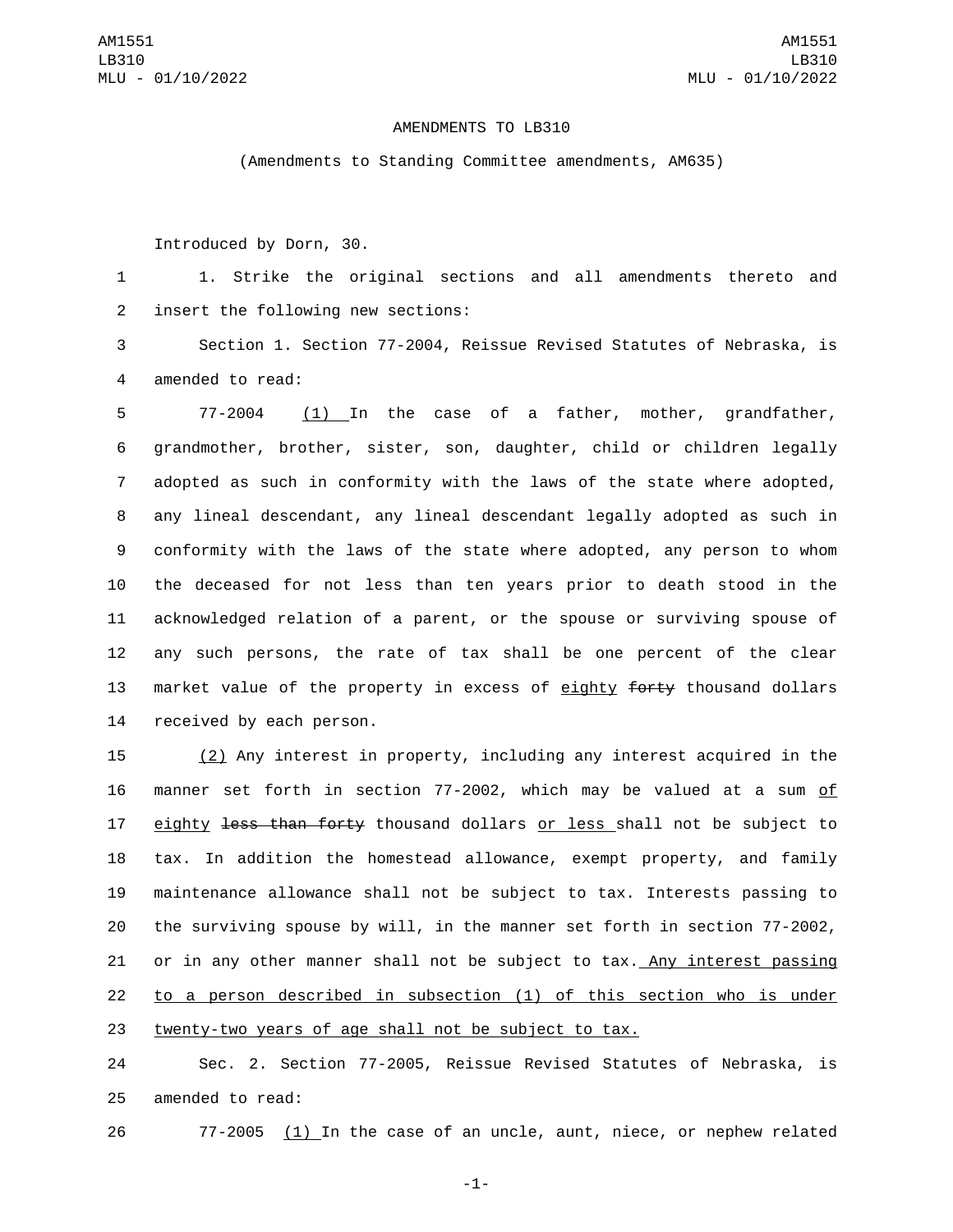AMENDMENTS TO LB310

(Amendments to Standing Committee amendments, AM635)

Introduced by Dorn, 30.

1. Strike the original sections and all amendments thereto and insert the following new sections:

Section 1. Section 77-2004, Reissue Revised Statutes of Nebraska, is amended to read:

77-2004 <u>(1)</u> In the case of a father, mother, grandfather, grandmother, brother, sister, son, daughter, child or children legally adopted as such in conformity with the laws of the state where adopted, any lineal descendant, any lineal descendant legally adopted as such in conformity with the laws of the state where adopted, any person to whom the deceased for not less than ten years prior to death stood in the acknowledged relation of a parent, or the spouse or surviving spouse of any such persons, the rate of tax shall be one percent of the clear market value of the property in excess of <u>eighty</u> ~~forty~~ thousand dollars received by each person.

<u>(2)</u> Any interest in property, including any interest acquired in the manner set forth in section 77-2002, which may be valued at a sum <u>of eighty</u> ~~less than forty~~ thousand dollars <u>or less</u> shall not be subject to tax. In addition the homestead allowance, exempt property, and family maintenance allowance shall not be subject to tax. Interests passing to the surviving spouse by will, in the manner set forth in section 77-2002, or in any other manner shall not be subject to tax. <u>Any interest passing to a person described in subsection (1) of this section who is under twenty-two years of age shall not be subject to tax.</u>

Sec. 2. Section 77-2005, Reissue Revised Statutes of Nebraska, is amended to read:

77-2005 <u>(1)</u> In the case of an uncle, aunt, niece, or nephew related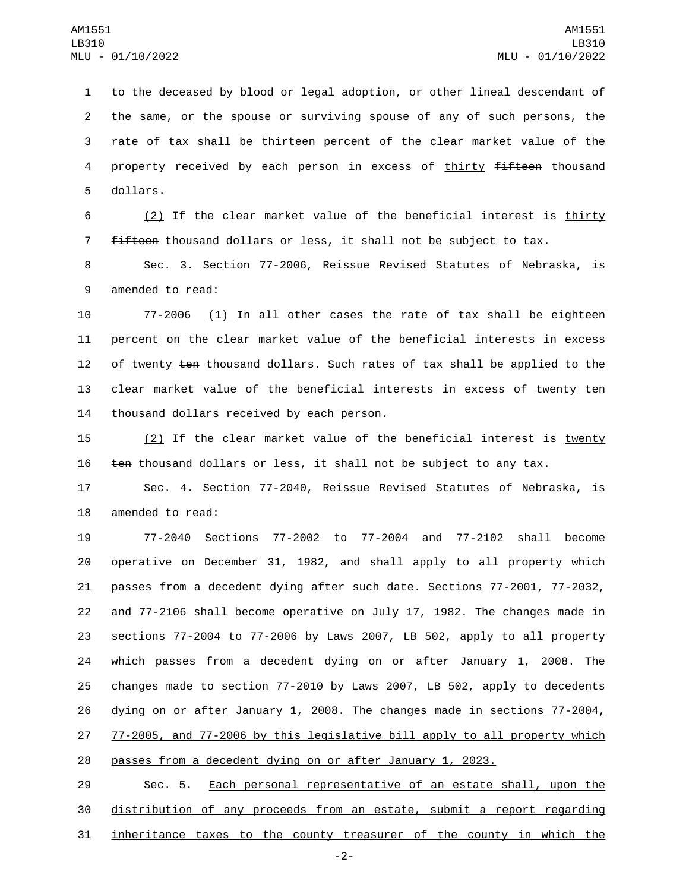to the deceased by blood or legal adoption, or other lineal descendant of the same, or the spouse or surviving spouse of any of such persons, the rate of tax shall be thirteen percent of the clear market value of the property received by each person in excess of thirty ~~fifteen~~ thousand dollars.

(2) If the clear market value of the beneficial interest is thirty ~~fifteen~~ thousand dollars or less, it shall not be subject to tax.

Sec. 3. Section 77-2006, Reissue Revised Statutes of Nebraska, is amended to read:

77-2006 (1) In all other cases the rate of tax shall be eighteen percent on the clear market value of the beneficial interests in excess of twenty ~~ten~~ thousand dollars. Such rates of tax shall be applied to the clear market value of the beneficial interests in excess of twenty ~~ten~~ thousand dollars received by each person.

(2) If the clear market value of the beneficial interest is twenty ~~ten~~ thousand dollars or less, it shall not be subject to any tax.

Sec. 4. Section 77-2040, Reissue Revised Statutes of Nebraska, is amended to read:

77-2040 Sections 77-2002 to 77-2004 and 77-2102 shall become operative on December 31, 1982, and shall apply to all property which passes from a decedent dying after such date. Sections 77-2001, 77-2032, and 77-2106 shall become operative on July 17, 1982. The changes made in sections 77-2004 to 77-2006 by Laws 2007, LB 502, apply to all property which passes from a decedent dying on or after January 1, 2008. The changes made to section 77-2010 by Laws 2007, LB 502, apply to decedents dying on or after January 1, 2008. The changes made in sections 77-2004, 77-2005, and 77-2006 by this legislative bill apply to all property which passes from a decedent dying on or after January 1, 2023.

Sec. 5. Each personal representative of an estate shall, upon the distribution of any proceeds from an estate, submit a report regarding inheritance taxes to the county treasurer of the county in which the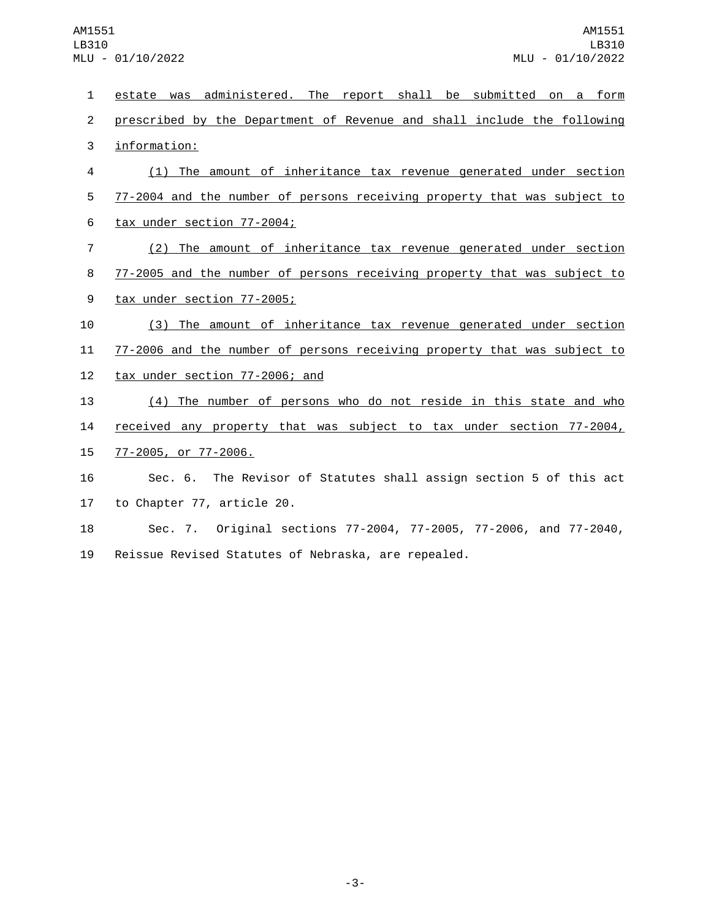estate was administered. The report shall be submitted on a form prescribed by the Department of Revenue and shall include the following information:

(1) The amount of inheritance tax revenue generated under section 77-2004 and the number of persons receiving property that was subject to tax under section 77-2004;

(2) The amount of inheritance tax revenue generated under section 77-2005 and the number of persons receiving property that was subject to tax under section 77-2005;

(3) The amount of inheritance tax revenue generated under section 77-2006 and the number of persons receiving property that was subject to tax under section 77-2006; and

(4) The number of persons who do not reside in this state and who received any property that was subject to tax under section 77-2004, 77-2005, or 77-2006.

Sec. 6. The Revisor of Statutes shall assign section 5 of this act to Chapter 77, article 20.

Sec. 7. Original sections 77-2004, 77-2005, 77-2006, and 77-2040, Reissue Revised Statutes of Nebraska, are repealed.